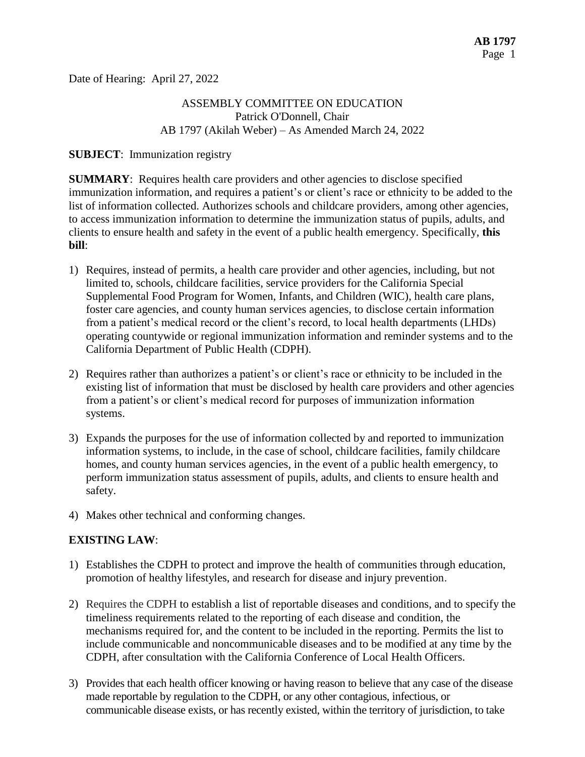Date of Hearing: April 27, 2022

ASSEMBLY COMMITTEE ON EDUCATION
Patrick O'Donnell, Chair
AB 1797 (Akilah Weber) – As Amended March 24, 2022

**SUBJECT**: Immunization registry

**SUMMARY**: Requires health care providers and other agencies to disclose specified immunization information, and requires a patient's or client's race or ethnicity to be added to the list of information collected. Authorizes schools and childcare providers, among other agencies, to access immunization information to determine the immunization status of pupils, adults, and clients to ensure health and safety in the event of a public health emergency. Specifically, **this bill**:

1) Requires, instead of permits, a health care provider and other agencies, including, but not limited to, schools, childcare facilities, service providers for the California Special Supplemental Food Program for Women, Infants, and Children (WIC), health care plans, foster care agencies, and county human services agencies, to disclose certain information from a patient's medical record or the client's record, to local health departments (LHDs) operating countywide or regional immunization information and reminder systems and to the California Department of Public Health (CDPH).

2) Requires rather than authorizes a patient's or client's race or ethnicity to be included in the existing list of information that must be disclosed by health care providers and other agencies from a patient's or client's medical record for purposes of immunization information systems.

3) Expands the purposes for the use of information collected by and reported to immunization information systems, to include, in the case of school, childcare facilities, family childcare homes, and county human services agencies, in the event of a public health emergency, to perform immunization status assessment of pupils, adults, and clients to ensure health and safety.

4) Makes other technical and conforming changes.

**EXISTING LAW**:

1) Establishes the CDPH to protect and improve the health of communities through education, promotion of healthy lifestyles, and research for disease and injury prevention.

2) Requires the CDPH to establish a list of reportable diseases and conditions, and to specify the timeliness requirements related to the reporting of each disease and condition, the mechanisms required for, and the content to be included in the reporting. Permits the list to include communicable and noncommunicable diseases and to be modified at any time by the CDPH, after consultation with the California Conference of Local Health Officers.

3) Provides that each health officer knowing or having reason to believe that any case of the disease made reportable by regulation to the CDPH, or any other contagious, infectious, or communicable disease exists, or has recently existed, within the territory of jurisdiction, to take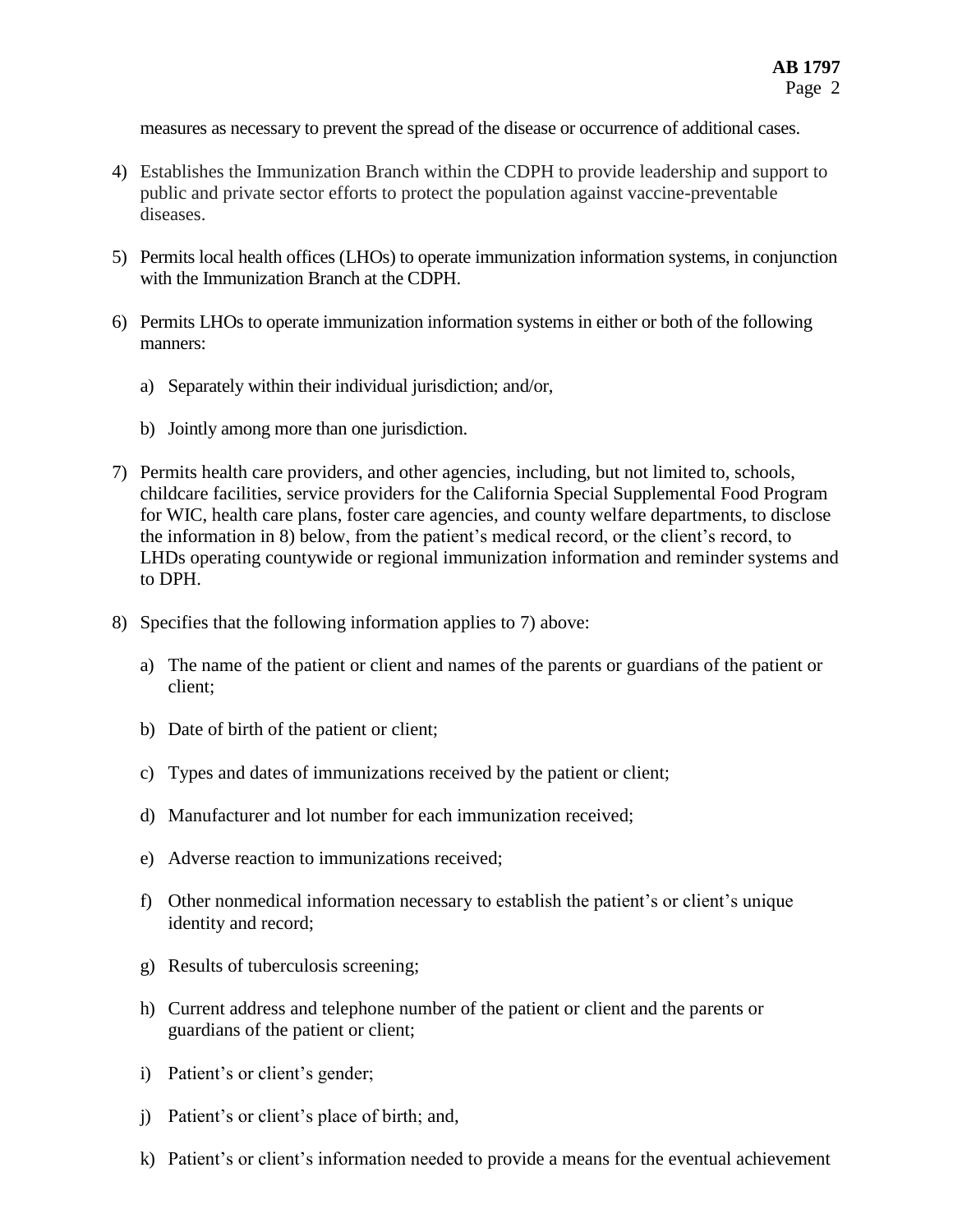measures as necessary to prevent the spread of the disease or occurrence of additional cases.

4) Establishes the Immunization Branch within the CDPH to provide leadership and support to public and private sector efforts to protect the population against vaccine-preventable diseases.

5) Permits local health offices (LHOs) to operate immunization information systems, in conjunction with the Immunization Branch at the CDPH.

6) Permits LHOs to operate immunization information systems in either or both of the following manners:

   a) Separately within their individual jurisdiction; and/or,

   b) Jointly among more than one jurisdiction.

7) Permits health care providers, and other agencies, including, but not limited to, schools, childcare facilities, service providers for the California Special Supplemental Food Program for WIC, health care plans, foster care agencies, and county welfare departments, to disclose the information in 8) below, from the patient's medical record, or the client's record, to LHDs operating countywide or regional immunization information and reminder systems and to DPH.

8) Specifies that the following information applies to 7) above:

   a) The name of the patient or client and names of the parents or guardians of the patient or client;

   b) Date of birth of the patient or client;

   c) Types and dates of immunizations received by the patient or client;

   d) Manufacturer and lot number for each immunization received;

   e) Adverse reaction to immunizations received;

   f) Other nonmedical information necessary to establish the patient's or client's unique identity and record;

   g) Results of tuberculosis screening;

   h) Current address and telephone number of the patient or client and the parents or guardians of the patient or client;

   i) Patient's or client's gender;

   j) Patient's or client's place of birth; and,

   k) Patient's or client's information needed to provide a means for the eventual achievement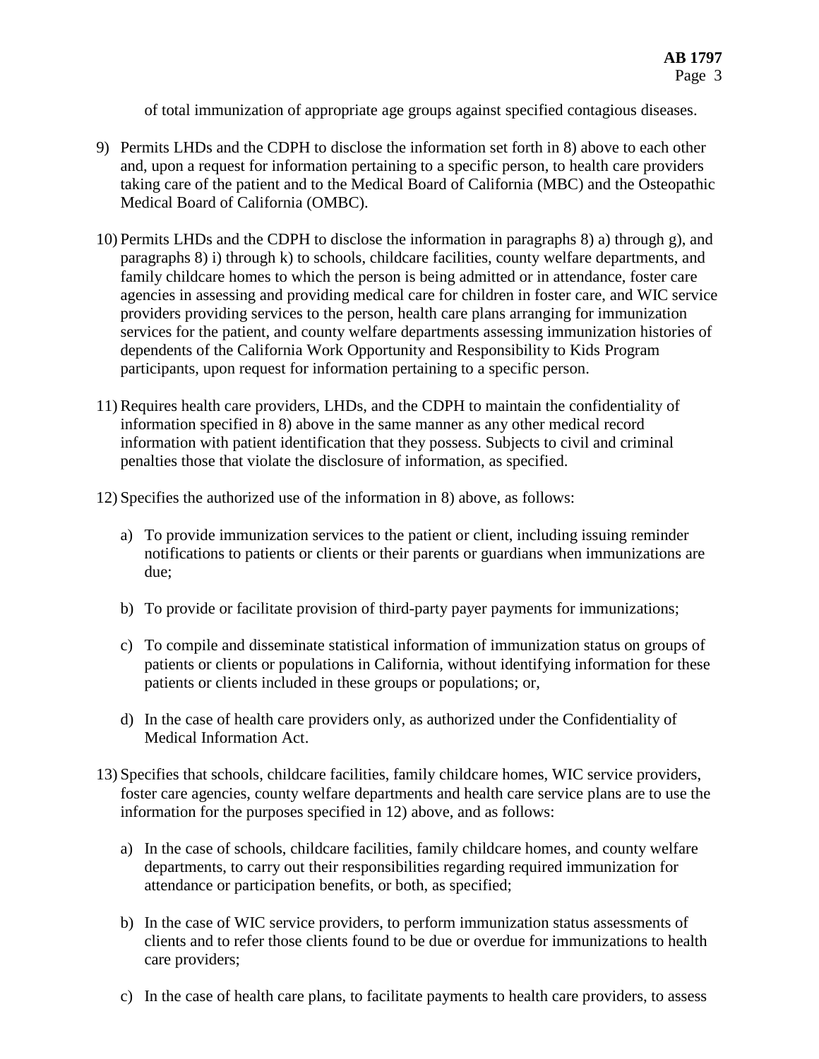of total immunization of appropriate age groups against specified contagious diseases.

9) Permits LHDs and the CDPH to disclose the information set forth in 8) above to each other and, upon a request for information pertaining to a specific person, to health care providers taking care of the patient and to the Medical Board of California (MBC) and the Osteopathic Medical Board of California (OMBC).

10) Permits LHDs and the CDPH to disclose the information in paragraphs 8) a) through g), and paragraphs 8) i) through k) to schools, childcare facilities, county welfare departments, and family childcare homes to which the person is being admitted or in attendance, foster care agencies in assessing and providing medical care for children in foster care, and WIC service providers providing services to the person, health care plans arranging for immunization services for the patient, and county welfare departments assessing immunization histories of dependents of the California Work Opportunity and Responsibility to Kids Program participants, upon request for information pertaining to a specific person.

11) Requires health care providers, LHDs, and the CDPH to maintain the confidentiality of information specified in 8) above in the same manner as any other medical record information with patient identification that they possess. Subjects to civil and criminal penalties those that violate the disclosure of information, as specified.

12) Specifies the authorized use of the information in 8) above, as follows:

    a) To provide immunization services to the patient or client, including issuing reminder notifications to patients or clients or their parents or guardians when immunizations are due;

    b) To provide or facilitate provision of third-party payer payments for immunizations;

    c) To compile and disseminate statistical information of immunization status on groups of patients or clients or populations in California, without identifying information for these patients or clients included in these groups or populations; or,

    d) In the case of health care providers only, as authorized under the Confidentiality of Medical Information Act.

13) Specifies that schools, childcare facilities, family childcare homes, WIC service providers, foster care agencies, county welfare departments and health care service plans are to use the information for the purposes specified in 12) above, and as follows:

    a) In the case of schools, childcare facilities, family childcare homes, and county welfare departments, to carry out their responsibilities regarding required immunization for attendance or participation benefits, or both, as specified;

    b) In the case of WIC service providers, to perform immunization status assessments of clients and to refer those clients found to be due or overdue for immunizations to health care providers;

    c) In the case of health care plans, to facilitate payments to health care providers, to assess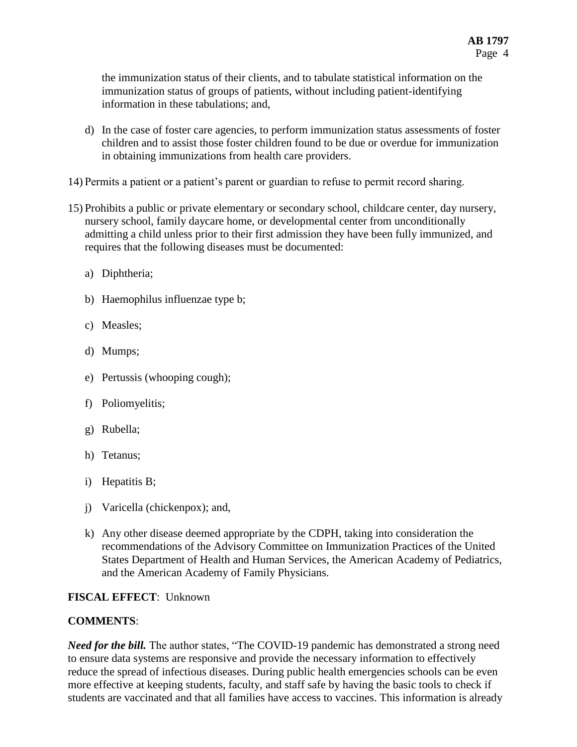the immunization status of their clients, and to tabulate statistical information on the immunization status of groups of patients, without including patient-identifying information in these tabulations; and,

d) In the case of foster care agencies, to perform immunization status assessments of foster children and to assist those foster children found to be due or overdue for immunization in obtaining immunizations from health care providers.

14) Permits a patient or a patient's parent or guardian to refuse to permit record sharing.

15) Prohibits a public or private elementary or secondary school, childcare center, day nursery, nursery school, family daycare home, or developmental center from unconditionally admitting a child unless prior to their first admission they have been fully immunized, and requires that the following diseases must be documented:

a) Diphtheria;

b) Haemophilus influenzae type b;

c) Measles;

d) Mumps;

e) Pertussis (whooping cough);

f) Poliomyelitis;

g) Rubella;

h) Tetanus;

i) Hepatitis B;

j) Varicella (chickenpox); and,

k) Any other disease deemed appropriate by the CDPH, taking into consideration the recommendations of the Advisory Committee on Immunization Practices of the United States Department of Health and Human Services, the American Academy of Pediatrics, and the American Academy of Family Physicians.

**FISCAL EFFECT**: Unknown

**COMMENTS**:

***Need for the bill.*** The author states, "The COVID-19 pandemic has demonstrated a strong need to ensure data systems are responsive and provide the necessary information to effectively reduce the spread of infectious diseases. During public health emergencies schools can be even more effective at keeping students, faculty, and staff safe by having the basic tools to check if students are vaccinated and that all families have access to vaccines. This information is already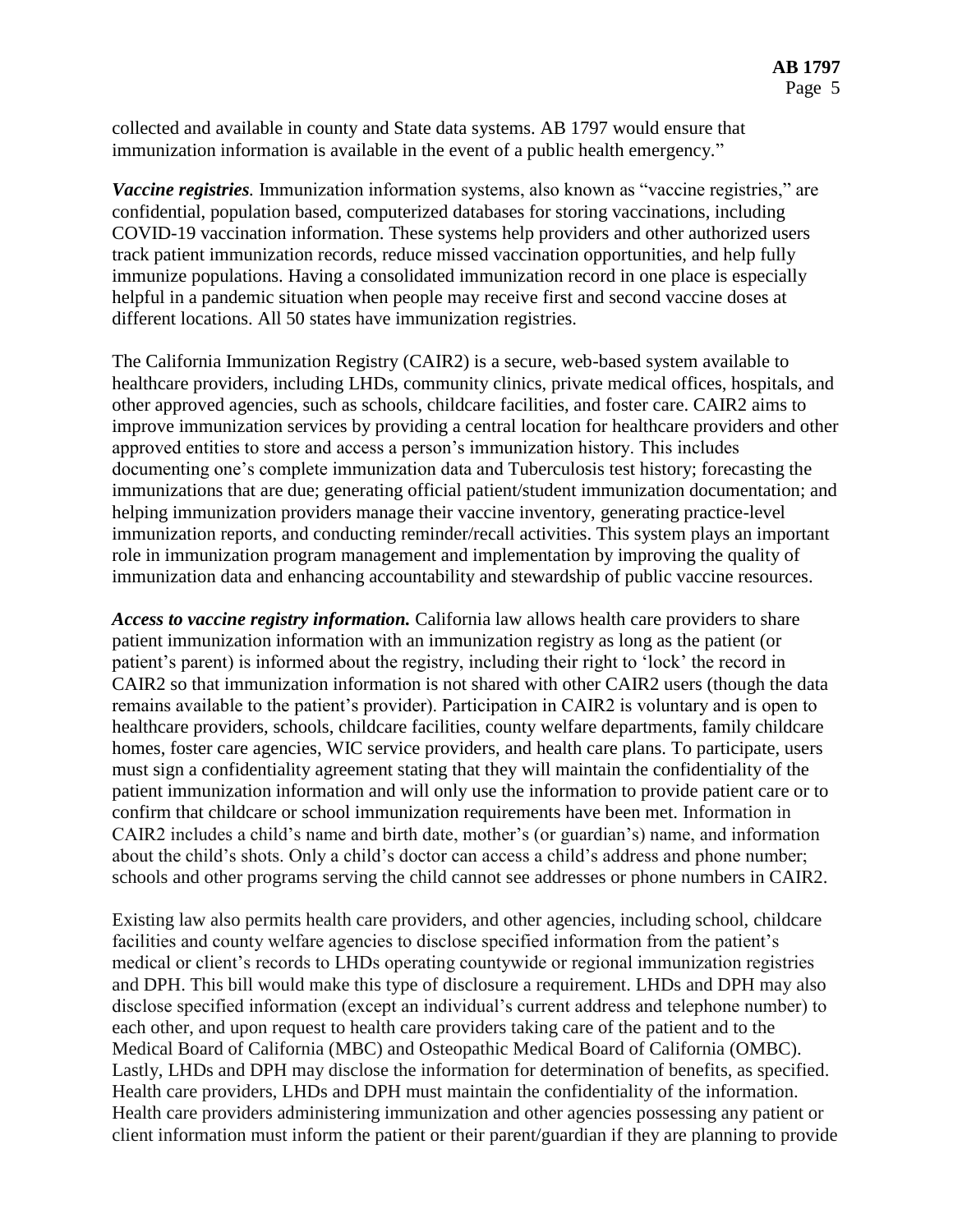collected and available in county and State data systems. AB 1797 would ensure that immunization information is available in the event of a public health emergency."

***Vaccine registries***. Immunization information systems, also known as "vaccine registries," are confidential, population based, computerized databases for storing vaccinations, including COVID-19 vaccination information. These systems help providers and other authorized users track patient immunization records, reduce missed vaccination opportunities, and help fully immunize populations. Having a consolidated immunization record in one place is especially helpful in a pandemic situation when people may receive first and second vaccine doses at different locations. All 50 states have immunization registries.

The California Immunization Registry (CAIR2) is a secure, web-based system available to healthcare providers, including LHDs, community clinics, private medical offices, hospitals, and other approved agencies, such as schools, childcare facilities, and foster care. CAIR2 aims to improve immunization services by providing a central location for healthcare providers and other approved entities to store and access a person's immunization history. This includes documenting one's complete immunization data and Tuberculosis test history; forecasting the immunizations that are due; generating official patient/student immunization documentation; and helping immunization providers manage their vaccine inventory, generating practice-level immunization reports, and conducting reminder/recall activities. This system plays an important role in immunization program management and implementation by improving the quality of immunization data and enhancing accountability and stewardship of public vaccine resources.

***Access to vaccine registry information.*** California law allows health care providers to share patient immunization information with an immunization registry as long as the patient (or patient's parent) is informed about the registry, including their right to 'lock' the record in CAIR2 so that immunization information is not shared with other CAIR2 users (though the data remains available to the patient's provider). Participation in CAIR2 is voluntary and is open to healthcare providers, schools, childcare facilities, county welfare departments, family childcare homes, foster care agencies, WIC service providers, and health care plans. To participate, users must sign a confidentiality agreement stating that they will maintain the confidentiality of the patient immunization information and will only use the information to provide patient care or to confirm that childcare or school immunization requirements have been met. Information in CAIR2 includes a child's name and birth date, mother's (or guardian's) name, and information about the child's shots. Only a child's doctor can access a child's address and phone number; schools and other programs serving the child cannot see addresses or phone numbers in CAIR2.

Existing law also permits health care providers, and other agencies, including school, childcare facilities and county welfare agencies to disclose specified information from the patient's medical or client's records to LHDs operating countywide or regional immunization registries and DPH. This bill would make this type of disclosure a requirement. LHDs and DPH may also disclose specified information (except an individual's current address and telephone number) to each other, and upon request to health care providers taking care of the patient and to the Medical Board of California (MBC) and Osteopathic Medical Board of California (OMBC). Lastly, LHDs and DPH may disclose the information for determination of benefits, as specified. Health care providers, LHDs and DPH must maintain the confidentiality of the information. Health care providers administering immunization and other agencies possessing any patient or client information must inform the patient or their parent/guardian if they are planning to provide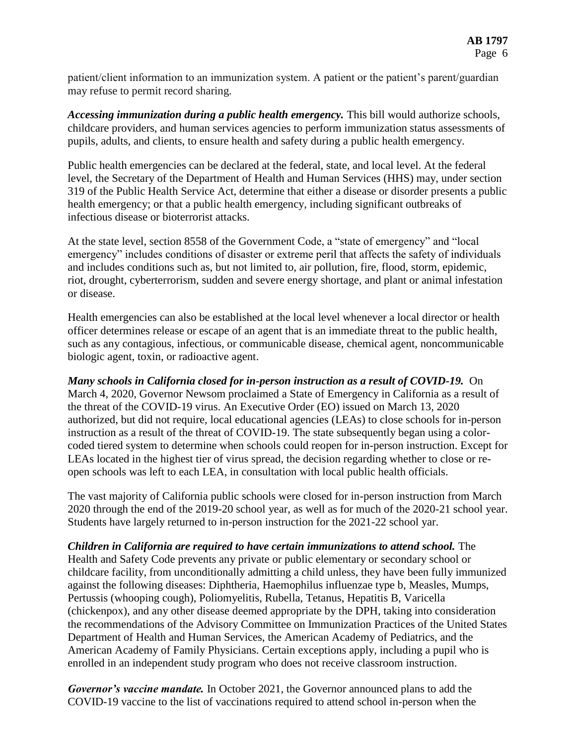patient/client information to an immunization system. A patient or the patient's parent/guardian may refuse to permit record sharing.

***Accessing immunization during a public health emergency.*** This bill would authorize schools, childcare providers, and human services agencies to perform immunization status assessments of pupils, adults, and clients, to ensure health and safety during a public health emergency.

Public health emergencies can be declared at the federal, state, and local level. At the federal level, the Secretary of the Department of Health and Human Services (HHS) may, under section 319 of the Public Health Service Act, determine that either a disease or disorder presents a public health emergency; or that a public health emergency, including significant outbreaks of infectious disease or bioterrorist attacks.

At the state level, section 8558 of the Government Code, a "state of emergency" and "local emergency" includes conditions of disaster or extreme peril that affects the safety of individuals and includes conditions such as, but not limited to, air pollution, fire, flood, storm, epidemic, riot, drought, cyberterrorism, sudden and severe energy shortage, and plant or animal infestation or disease.

Health emergencies can also be established at the local level whenever a local director or health officer determines release or escape of an agent that is an immediate threat to the public health, such as any contagious, infectious, or communicable disease, chemical agent, noncommunicable biologic agent, toxin, or radioactive agent.

***Many schools in California closed for in-person instruction as a result of COVID-19.*** On March 4, 2020, Governor Newsom proclaimed a State of Emergency in California as a result of the threat of the COVID-19 virus. An Executive Order (EO) issued on March 13, 2020 authorized, but did not require, local educational agencies (LEAs) to close schools for in-person instruction as a result of the threat of COVID-19. The state subsequently began using a color-coded tiered system to determine when schools could reopen for in-person instruction. Except for LEAs located in the highest tier of virus spread, the decision regarding whether to close or re-open schools was left to each LEA, in consultation with local public health officials.

The vast majority of California public schools were closed for in-person instruction from March 2020 through the end of the 2019-20 school year, as well as for much of the 2020-21 school year. Students have largely returned to in-person instruction for the 2021-22 school yar.

***Children in California are required to have certain immunizations to attend school.*** The Health and Safety Code prevents any private or public elementary or secondary school or childcare facility, from unconditionally admitting a child unless, they have been fully immunized against the following diseases: Diphtheria, Haemophilus influenzae type b, Measles, Mumps, Pertussis (whooping cough), Poliomyelitis, Rubella, Tetanus, Hepatitis B, Varicella (chickenpox), and any other disease deemed appropriate by the DPH, taking into consideration the recommendations of the Advisory Committee on Immunization Practices of the United States Department of Health and Human Services, the American Academy of Pediatrics, and the American Academy of Family Physicians. Certain exceptions apply, including a pupil who is enrolled in an independent study program who does not receive classroom instruction.

***Governor's vaccine mandate.*** In October 2021, the Governor announced plans to add the COVID-19 vaccine to the list of vaccinations required to attend school in-person when the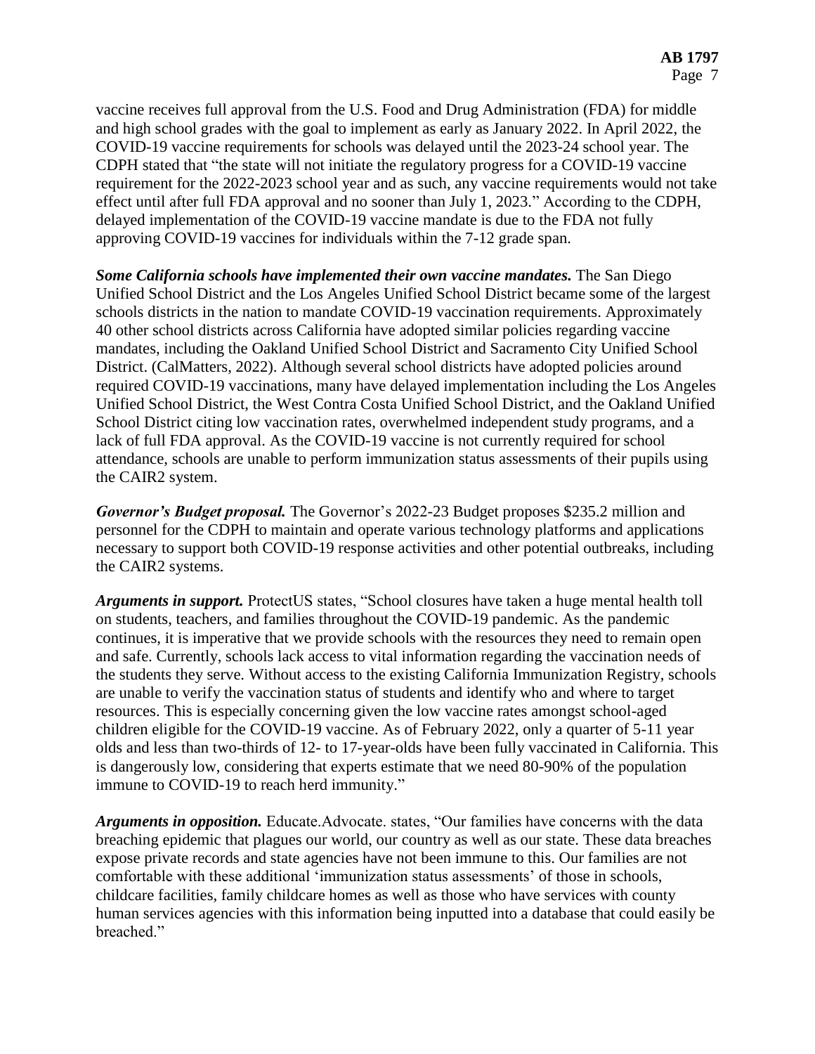vaccine receives full approval from the U.S. Food and Drug Administration (FDA) for middle and high school grades with the goal to implement as early as January 2022. In April 2022, the COVID-19 vaccine requirements for schools was delayed until the 2023-24 school year. The CDPH stated that "the state will not initiate the regulatory progress for a COVID-19 vaccine requirement for the 2022-2023 school year and as such, any vaccine requirements would not take effect until after full FDA approval and no sooner than July 1, 2023." According to the CDPH, delayed implementation of the COVID-19 vaccine mandate is due to the FDA not fully approving COVID-19 vaccines for individuals within the 7-12 grade span.

***Some California schools have implemented their own vaccine mandates.*** The San Diego Unified School District and the Los Angeles Unified School District became some of the largest schools districts in the nation to mandate COVID-19 vaccination requirements. Approximately 40 other school districts across California have adopted similar policies regarding vaccine mandates, including the Oakland Unified School District and Sacramento City Unified School District. (CalMatters, 2022). Although several school districts have adopted policies around required COVID-19 vaccinations, many have delayed implementation including the Los Angeles Unified School District, the West Contra Costa Unified School District, and the Oakland Unified School District citing low vaccination rates, overwhelmed independent study programs, and a lack of full FDA approval. As the COVID-19 vaccine is not currently required for school attendance, schools are unable to perform immunization status assessments of their pupils using the CAIR2 system.

***Governor's Budget proposal.*** The Governor's 2022-23 Budget proposes $235.2 million and personnel for the CDPH to maintain and operate various technology platforms and applications necessary to support both COVID-19 response activities and other potential outbreaks, including the CAIR2 systems.

***Arguments in support.*** ProtectUS states, "School closures have taken a huge mental health toll on students, teachers, and families throughout the COVID-19 pandemic. As the pandemic continues, it is imperative that we provide schools with the resources they need to remain open and safe. Currently, schools lack access to vital information regarding the vaccination needs of the students they serve. Without access to the existing California Immunization Registry, schools are unable to verify the vaccination status of students and identify who and where to target resources. This is especially concerning given the low vaccine rates amongst school-aged children eligible for the COVID-19 vaccine. As of February 2022, only a quarter of 5-11 year olds and less than two-thirds of 12- to 17-year-olds have been fully vaccinated in California. This is dangerously low, considering that experts estimate that we need 80-90% of the population immune to COVID-19 to reach herd immunity."

***Arguments in opposition.*** Educate.Advocate. states, "Our families have concerns with the data breaching epidemic that plagues our world, our country as well as our state. These data breaches expose private records and state agencies have not been immune to this. Our families are not comfortable with these additional 'immunization status assessments' of those in schools, childcare facilities, family childcare homes as well as those who have services with county human services agencies with this information being inputted into a database that could easily be breached."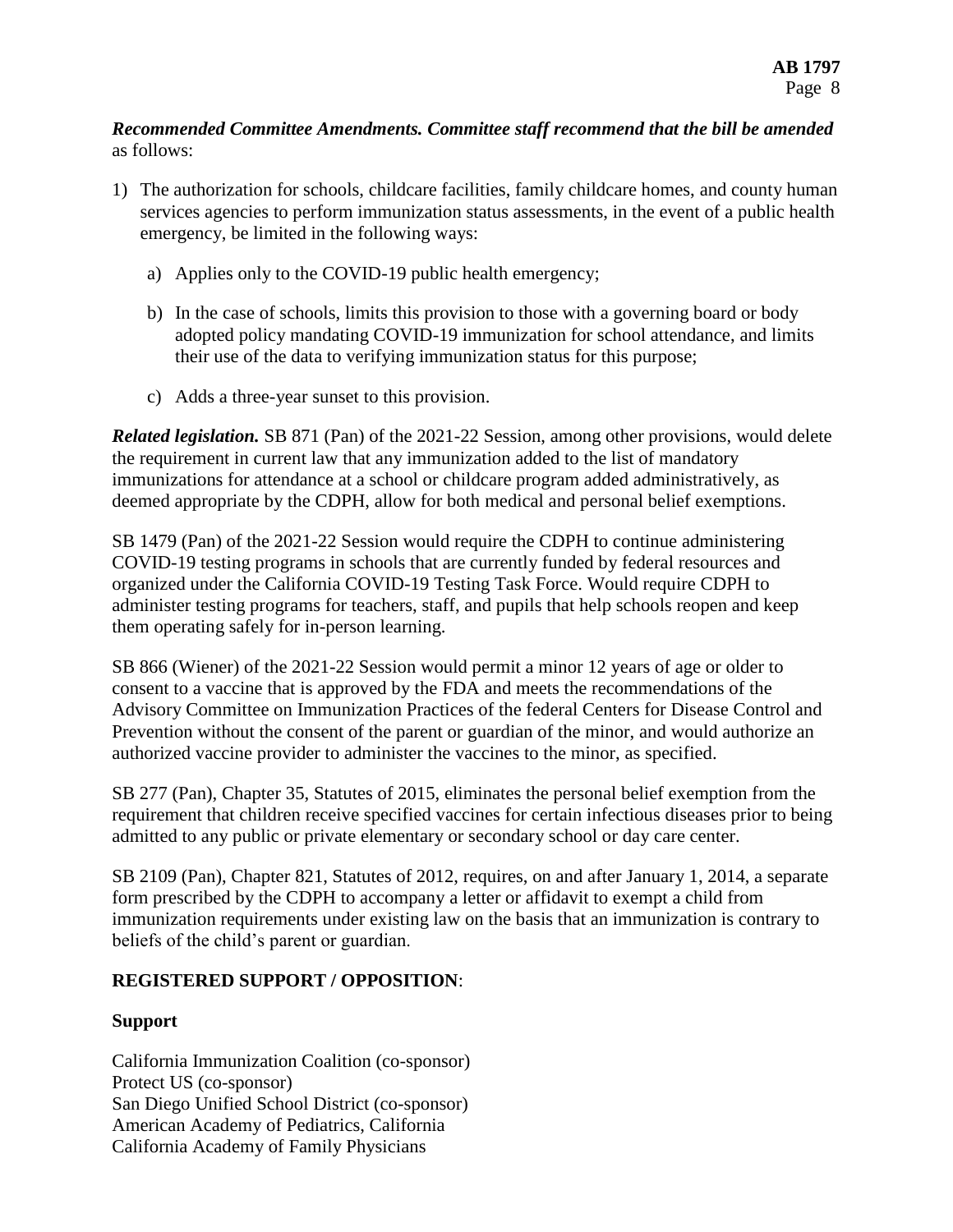***Recommended Committee Amendments. Committee staff recommend that the bill be amended*** as follows:

1) The authorization for schools, childcare facilities, family childcare homes, and county human services agencies to perform immunization status assessments, in the event of a public health emergency, be limited in the following ways:

   a) Applies only to the COVID-19 public health emergency;

   b) In the case of schools, limits this provision to those with a governing board or body adopted policy mandating COVID-19 immunization for school attendance, and limits their use of the data to verifying immunization status for this purpose;

   c) Adds a three-year sunset to this provision.

***Related legislation.*** SB 871 (Pan) of the 2021-22 Session, among other provisions, would delete the requirement in current law that any immunization added to the list of mandatory immunizations for attendance at a school or childcare program added administratively, as deemed appropriate by the CDPH, allow for both medical and personal belief exemptions.

SB 1479 (Pan) of the 2021-22 Session would require the CDPH to continue administering COVID-19 testing programs in schools that are currently funded by federal resources and organized under the California COVID-19 Testing Task Force. Would require CDPH to administer testing programs for teachers, staff, and pupils that help schools reopen and keep them operating safely for in-person learning.

SB 866 (Wiener) of the 2021-22 Session would permit a minor 12 years of age or older to consent to a vaccine that is approved by the FDA and meets the recommendations of the Advisory Committee on Immunization Practices of the federal Centers for Disease Control and Prevention without the consent of the parent or guardian of the minor, and would authorize an authorized vaccine provider to administer the vaccines to the minor, as specified.

SB 277 (Pan), Chapter 35, Statutes of 2015, eliminates the personal belief exemption from the requirement that children receive specified vaccines for certain infectious diseases prior to being admitted to any public or private elementary or secondary school or day care center.

SB 2109 (Pan), Chapter 821, Statutes of 2012, requires, on and after January 1, 2014, a separate form prescribed by the CDPH to accompany a letter or affidavit to exempt a child from immunization requirements under existing law on the basis that an immunization is contrary to beliefs of the child's parent or guardian.

## REGISTERED SUPPORT / OPPOSITION:

### Support

California Immunization Coalition (co-sponsor)
Protect US (co-sponsor)
San Diego Unified School District (co-sponsor)
American Academy of Pediatrics, California
California Academy of Family Physicians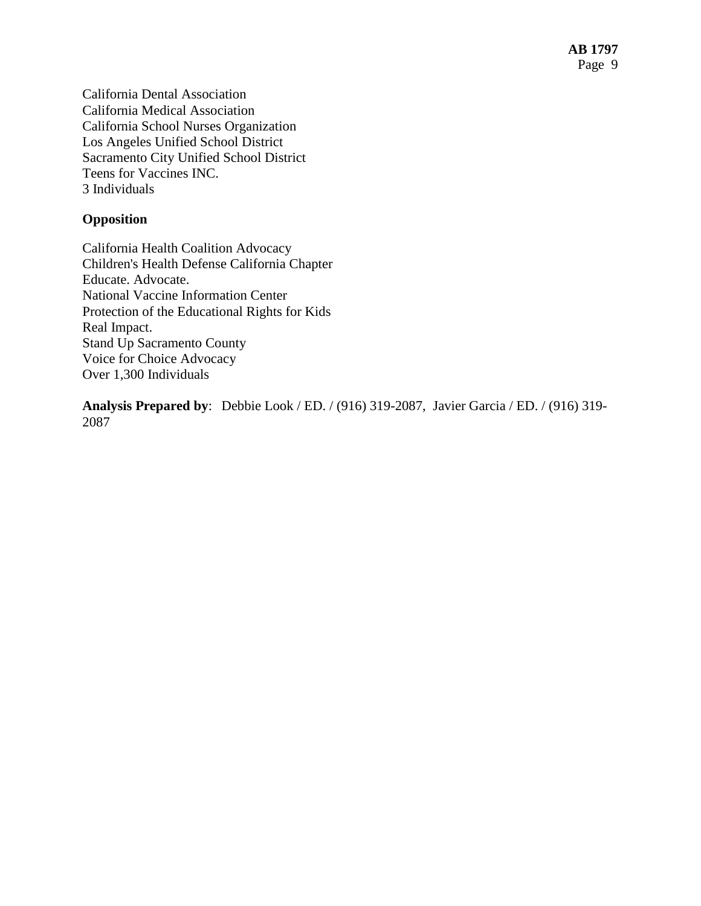California Dental Association
California Medical Association
California School Nurses Organization
Los Angeles Unified School District
Sacramento City Unified School District
Teens for Vaccines INC.
3 Individuals

**Opposition**

California Health Coalition Advocacy
Children's Health Defense California Chapter
Educate. Advocate.
National Vaccine Information Center
Protection of the Educational Rights for Kids
Real Impact.
Stand Up Sacramento County
Voice for Choice Advocacy
Over 1,300 Individuals

**Analysis Prepared by**: Debbie Look / ED. / (916) 319-2087, Javier Garcia / ED. / (916) 319-2087